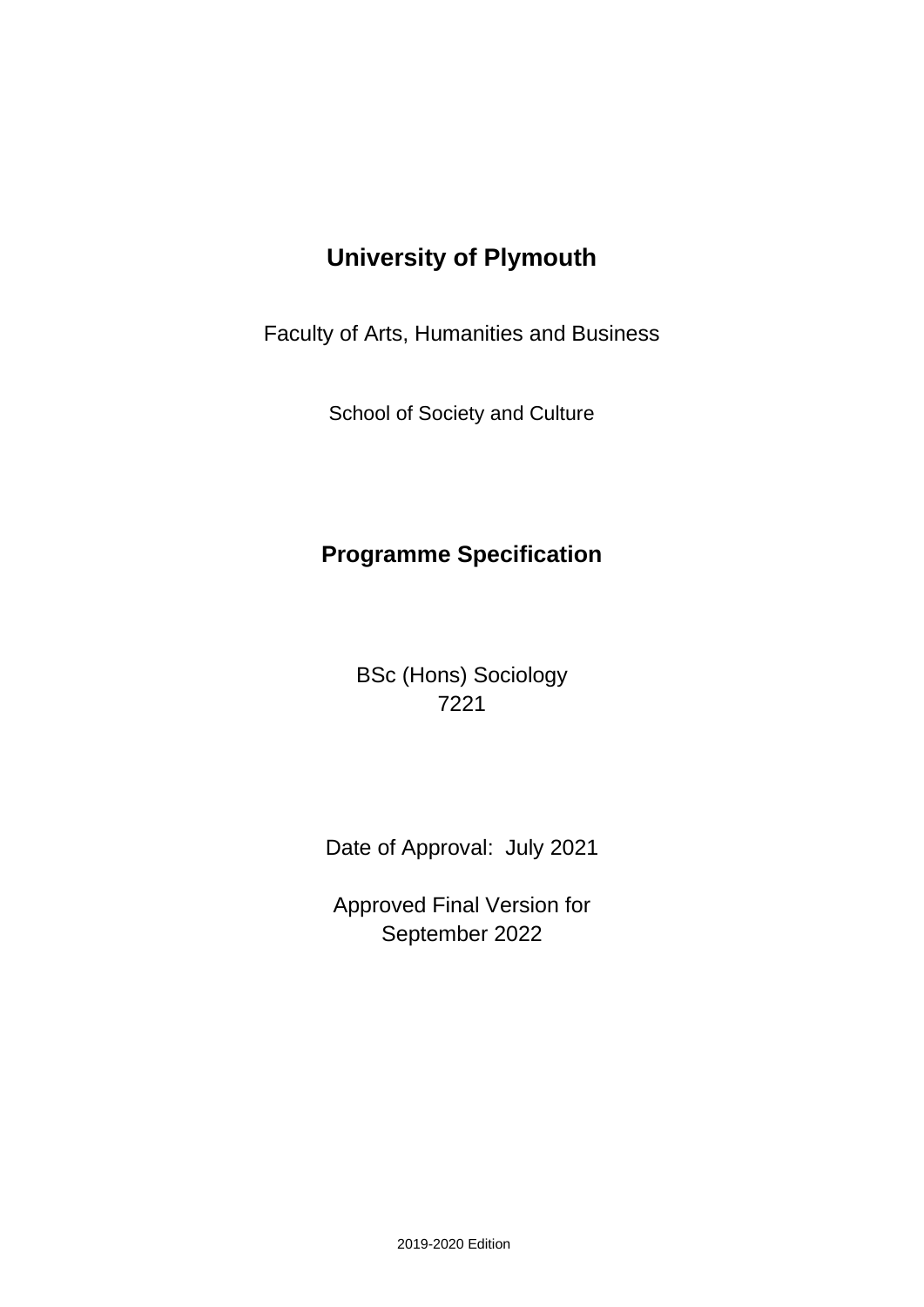# University of Plymouth

Faculty of Arts, Humanities and Business

School of Society and Culture

## Programme Specification

BSc (Hons) Sociology
7221

Date of Approval: July 2021

Approved Final Version for
September 2022

2019-2020 Edition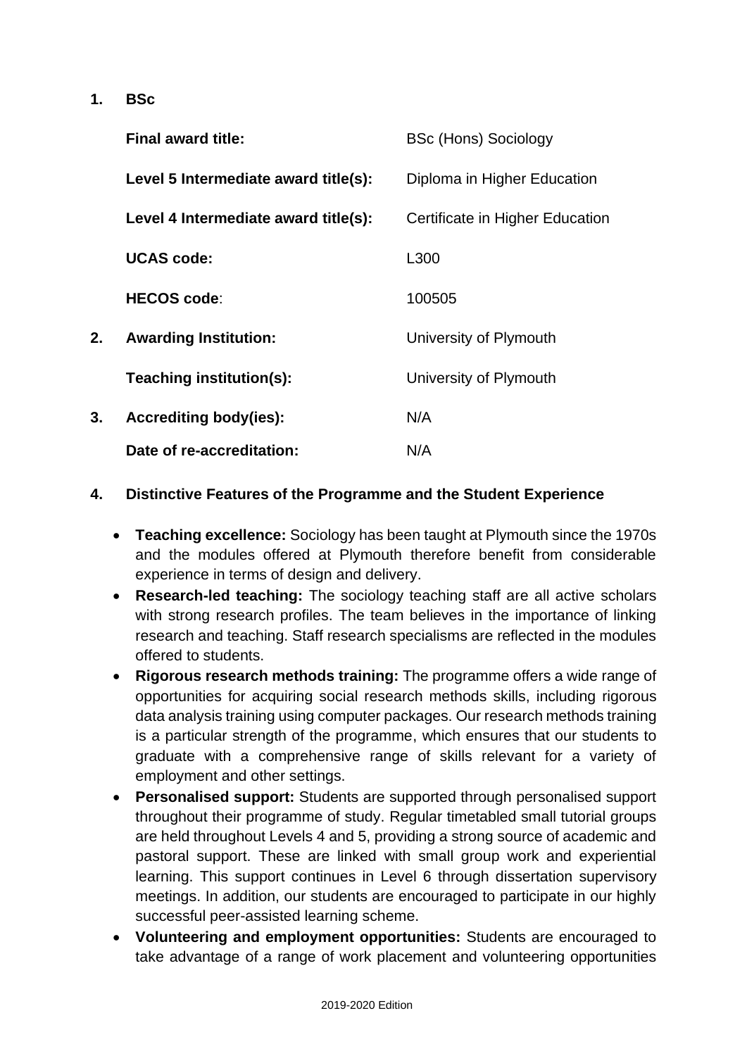**1. BSc**

| | |
|---|---|
| **Final award title:** | BSc (Hons) Sociology |
| **Level 5 Intermediate award title(s):** | Diploma in Higher Education |
| **Level 4 Intermediate award title(s):** | Certificate in Higher Education |
| **UCAS code:** | L300 |
| **HECOS code**: | 100505 |

**2. Awarding Institution:** University of Plymouth

**Teaching institution(s):** University of Plymouth

**3. Accrediting body(ies):** N/A

**Date of re-accreditation:** N/A

**4. Distinctive Features of the Programme and the Student Experience**

- **Teaching excellence:** Sociology has been taught at Plymouth since the 1970s and the modules offered at Plymouth therefore benefit from considerable experience in terms of design and delivery.
- **Research-led teaching:** The sociology teaching staff are all active scholars with strong research profiles. The team believes in the importance of linking research and teaching. Staff research specialisms are reflected in the modules offered to students.
- **Rigorous research methods training:** The programme offers a wide range of opportunities for acquiring social research methods skills, including rigorous data analysis training using computer packages. Our research methods training is a particular strength of the programme, which ensures that our students to graduate with a comprehensive range of skills relevant for a variety of employment and other settings.
- **Personalised support:** Students are supported through personalised support throughout their programme of study. Regular timetabled small tutorial groups are held throughout Levels 4 and 5, providing a strong source of academic and pastoral support. These are linked with small group work and experiential learning. This support continues in Level 6 through dissertation supervisory meetings. In addition, our students are encouraged to participate in our highly successful peer-assisted learning scheme.
- **Volunteering and employment opportunities:** Students are encouraged to take advantage of a range of work placement and volunteering opportunities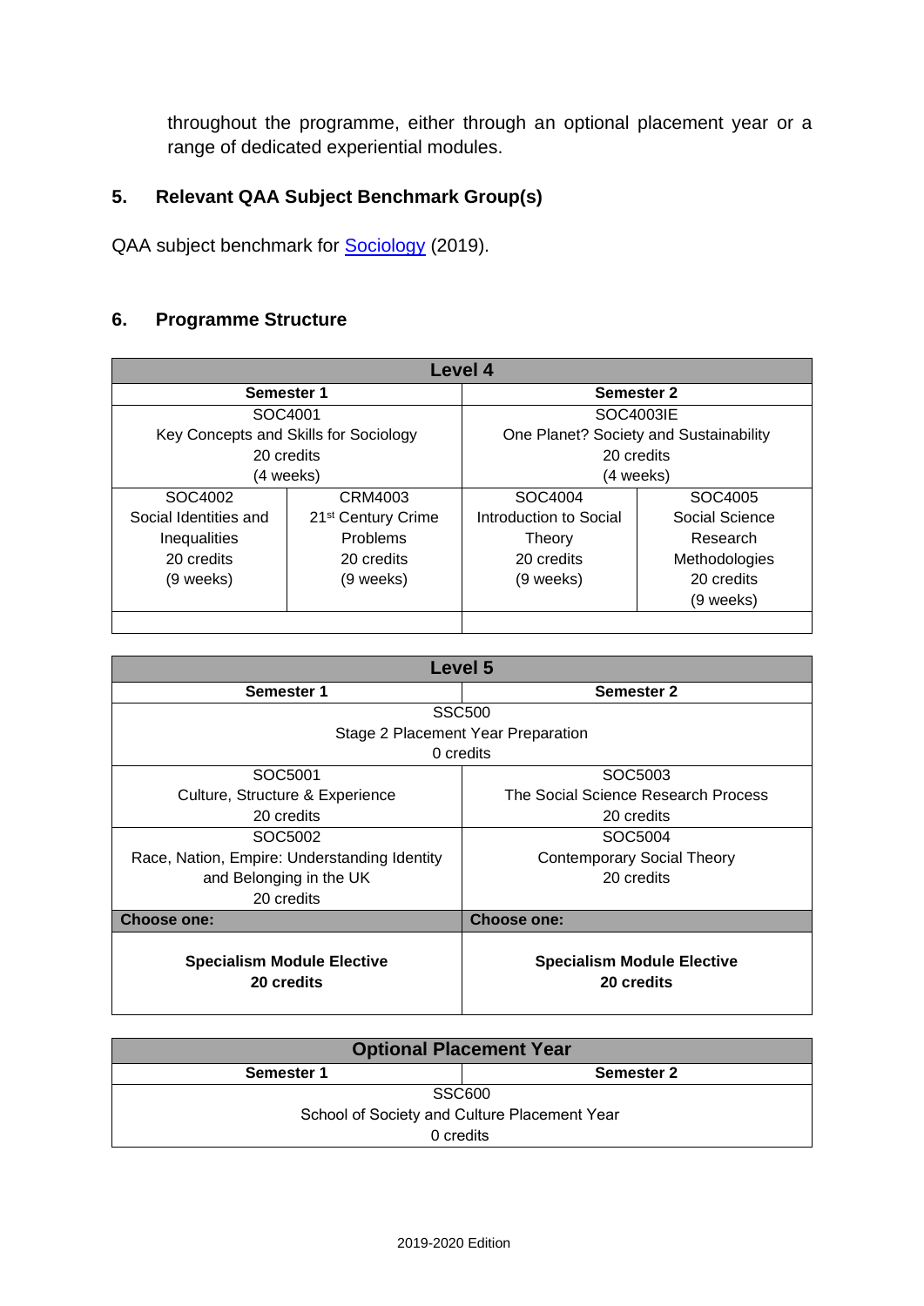throughout the programme, either through an optional placement year or a range of dedicated experiential modules.

## 5. Relevant QAA Subject Benchmark Group(s)

QAA subject benchmark for Sociology (2019).

## 6. Programme Structure

| Level 4 | | | |
|---|---|---|---|
| **Semester 1** | | **Semester 2** | |
| SOC4001<br>Key Concepts and Skills for Sociology<br>20 credits<br>(4 weeks) | | SOC4003IE<br>One Planet? Society and Sustainability<br>20 credits<br>(4 weeks) | |
| SOC4002<br>Social Identities and Inequalities<br>20 credits<br>(9 weeks) | CRM4003<br>21st Century Crime Problems<br>20 credits<br>(9 weeks) | SOC4004<br>Introduction to Social Theory<br>20 credits<br>(9 weeks) | SOC4005<br>Social Science Research Methodologies<br>20 credits<br>(9 weeks) |
| | | | |

| Level 5 | |
|---|---|
| **Semester 1** | **Semester 2** |
| SSC500<br>Stage 2 Placement Year Preparation<br>0 credits | |
| SOC5001<br>Culture, Structure & Experience<br>20 credits | SOC5003<br>The Social Science Research Process<br>20 credits |
| SOC5002<br>Race, Nation, Empire: Understanding Identity and Belonging in the UK<br>20 credits | SOC5004<br>Contemporary Social Theory<br>20 credits |
| **Choose one:** | **Choose one:** |
| **Specialism Module Elective**<br>**20 credits** | **Specialism Module Elective**<br>**20 credits** |

| Optional Placement Year | |
|---|---|
| **Semester 1** | **Semester 2** |
| SSC600<br>School of Society and Culture Placement Year<br>0 credits | |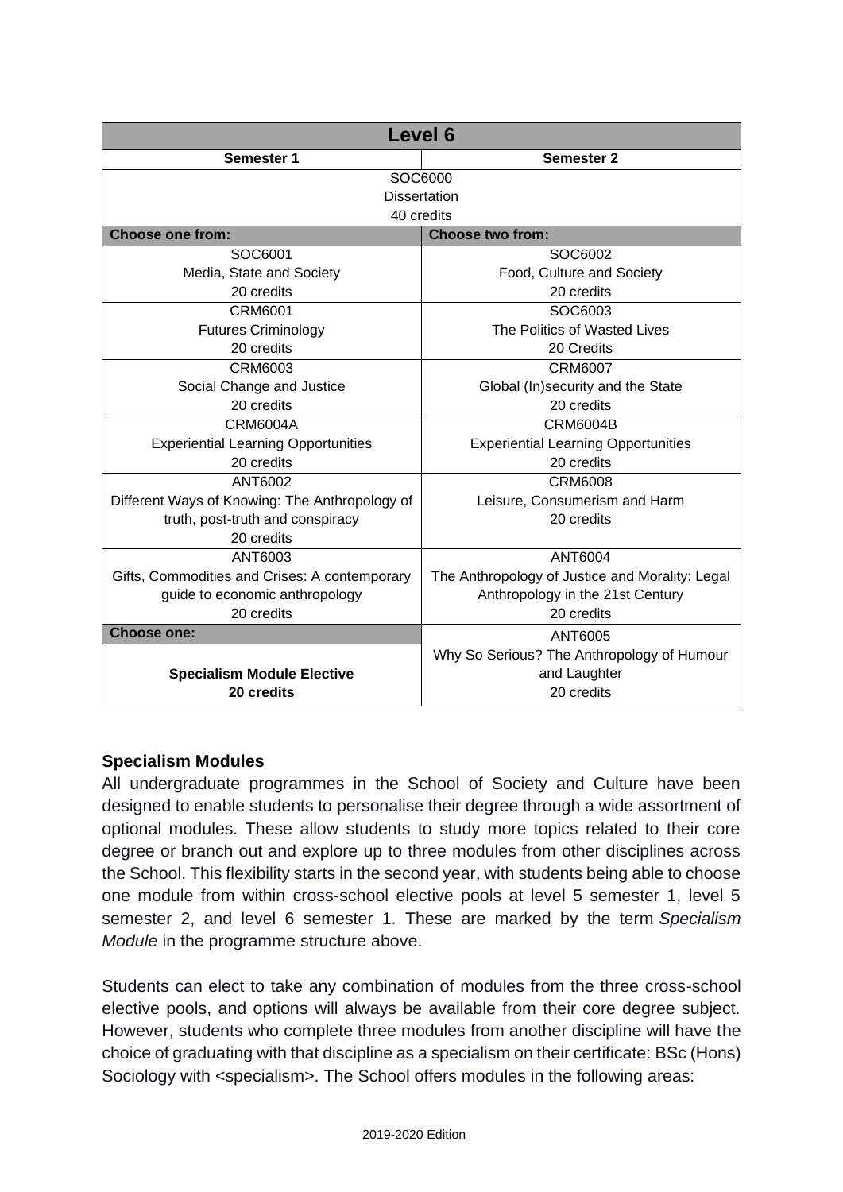| Level 6 | |
|---|---|
| **Semester 1** | **Semester 2** |
| SOC6000<br>Dissertation<br>40 credits | |
| **Choose one from:** | **Choose two from:** |
| SOC6001<br>Media, State and Society<br>20 credits | SOC6002<br>Food, Culture and Society<br>20 credits |
| CRM6001<br>Futures Criminology<br>20 credits | SOC6003<br>The Politics of Wasted Lives<br>20 Credits |
| CRM6003<br>Social Change and Justice<br>20 credits | CRM6007<br>Global (In)security and the State<br>20 credits |
| CRM6004A<br>Experiential Learning Opportunities<br>20 credits | CRM6004B<br>Experiential Learning Opportunities<br>20 credits |
| ANT6002<br>Different Ways of Knowing: The Anthropology of truth, post-truth and conspiracy<br>20 credits | CRM6008<br>Leisure, Consumerism and Harm<br>20 credits |
| ANT6003<br>Gifts, Commodities and Crises: A contemporary guide to economic anthropology<br>20 credits | ANT6004<br>The Anthropology of Justice and Morality: Legal Anthropology in the 21st Century<br>20 credits |
| **Choose one:** | ANT6005<br>Why So Serious? The Anthropology of Humour and Laughter<br>20 credits |
| **Specialism Module Elective**<br>**20 credits** | |

### Specialism Modules

All undergraduate programmes in the School of Society and Culture have been designed to enable students to personalise their degree through a wide assortment of optional modules. These allow students to study more topics related to their core degree or branch out and explore up to three modules from other disciplines across the School. This flexibility starts in the second year, with students being able to choose one module from within cross-school elective pools at level 5 semester 1, level 5 semester 2, and level 6 semester 1. These are marked by the term *Specialism Module* in the programme structure above.

Students can elect to take any combination of modules from the three cross-school elective pools, and options will always be available from their core degree subject. However, students who complete three modules from another discipline will have the choice of graduating with that discipline as a specialism on their certificate: BSc (Hons) Sociology with <specialism>. The School offers modules in the following areas: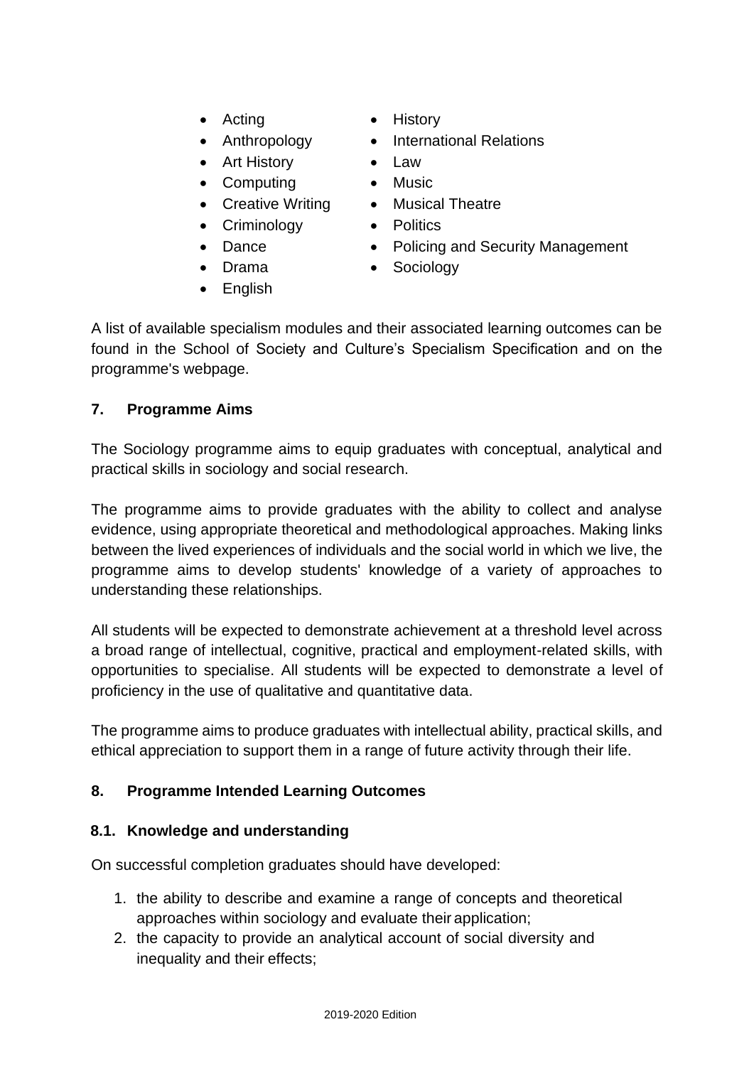- Acting
- Anthropology
- Art History
- Computing
- Creative Writing
- Criminology
- Dance
- Drama
- English
- History
- International Relations
- Law
- Music
- Musical Theatre
- Politics
- Policing and Security Management
- Sociology

A list of available specialism modules and their associated learning outcomes can be found in the School of Society and Culture's Specialism Specification and on the programme's webpage.

## 7. Programme Aims

The Sociology programme aims to equip graduates with conceptual, analytical and practical skills in sociology and social research.

The programme aims to provide graduates with the ability to collect and analyse evidence, using appropriate theoretical and methodological approaches. Making links between the lived experiences of individuals and the social world in which we live, the programme aims to develop students' knowledge of a variety of approaches to understanding these relationships.

All students will be expected to demonstrate achievement at a threshold level across a broad range of intellectual, cognitive, practical and employment-related skills, with opportunities to specialise. All students will be expected to demonstrate a level of proficiency in the use of qualitative and quantitative data.

The programme aims to produce graduates with intellectual ability, practical skills, and ethical appreciation to support them in a range of future activity through their life.

## 8. Programme Intended Learning Outcomes

### 8.1. Knowledge and understanding

On successful completion graduates should have developed:

1. the ability to describe and examine a range of concepts and theoretical approaches within sociology and evaluate their application;
2. the capacity to provide an analytical account of social diversity and inequality and their effects;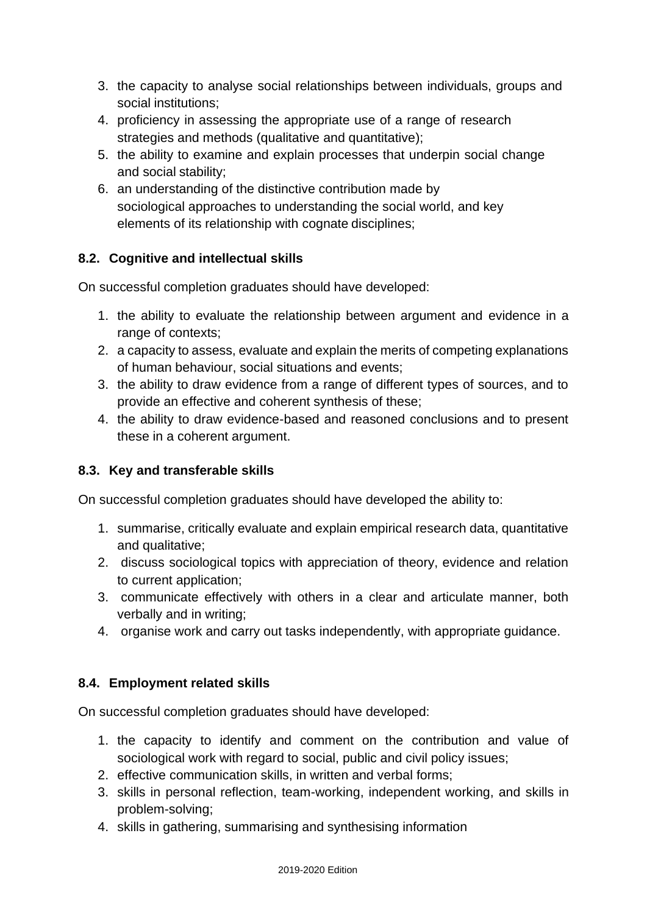3. the capacity to analyse social relationships between individuals, groups and social institutions;
4. proficiency in assessing the appropriate use of a range of research strategies and methods (qualitative and quantitative);
5. the ability to examine and explain processes that underpin social change and social stability;
6. an understanding of the distinctive contribution made by sociological approaches to understanding the social world, and key elements of its relationship with cognate disciplines;

### 8.2. Cognitive and intellectual skills

On successful completion graduates should have developed:

1. the ability to evaluate the relationship between argument and evidence in a range of contexts;
2. a capacity to assess, evaluate and explain the merits of competing explanations of human behaviour, social situations and events;
3. the ability to draw evidence from a range of different types of sources, and to provide an effective and coherent synthesis of these;
4. the ability to draw evidence-based and reasoned conclusions and to present these in a coherent argument.

### 8.3. Key and transferable skills

On successful completion graduates should have developed the ability to:

1. summarise, critically evaluate and explain empirical research data, quantitative and qualitative;
2. discuss sociological topics with appreciation of theory, evidence and relation to current application;
3. communicate effectively with others in a clear and articulate manner, both verbally and in writing;
4. organise work and carry out tasks independently, with appropriate guidance.

### 8.4. Employment related skills

On successful completion graduates should have developed:

1. the capacity to identify and comment on the contribution and value of sociological work with regard to social, public and civil policy issues;
2. effective communication skills, in written and verbal forms;
3. skills in personal reflection, team-working, independent working, and skills in problem-solving;
4. skills in gathering, summarising and synthesising information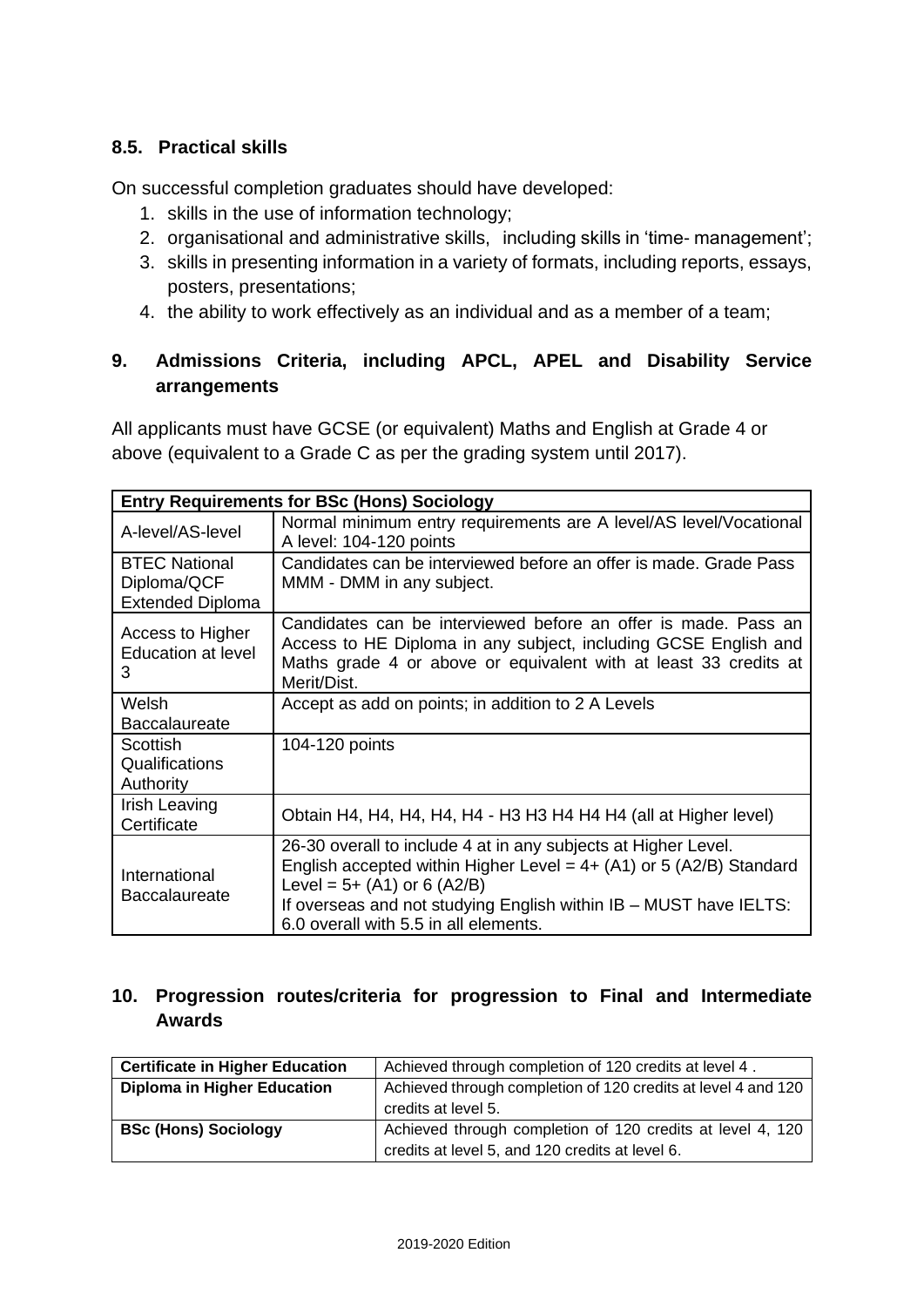### 8.5. Practical skills

On successful completion graduates should have developed:

1. skills in the use of information technology;
2. organisational and administrative skills, including skills in 'time- management';
3. skills in presenting information in a variety of formats, including reports, essays, posters, presentations;
4. the ability to work effectively as an individual and as a member of a team;

## 9. Admissions Criteria, including APCL, APEL and Disability Service arrangements

All applicants must have GCSE (or equivalent) Maths and English at Grade 4 or above (equivalent to a Grade C as per the grading system until 2017).

| **Entry Requirements for BSc (Hons) Sociology** | |
|---|---|
| A-level/AS-level | Normal minimum entry requirements are A level/AS level/Vocational A level: 104-120 points |
| BTEC National Diploma/QCF Extended Diploma | Candidates can be interviewed before an offer is made. Grade Pass MMM - DMM in any subject. |
| Access to Higher Education at level 3 | Candidates can be interviewed before an offer is made. Pass an Access to HE Diploma in any subject, including GCSE English and Maths grade 4 or above or equivalent with at least 33 credits at Merit/Dist. |
| Welsh Baccalaureate | Accept as add on points; in addition to 2 A Levels |
| Scottish Qualifications Authority | 104-120 points |
| Irish Leaving Certificate | Obtain H4, H4, H4, H4, H4 - H3 H3 H4 H4 H4 (all at Higher level) |
| International Baccalaureate | 26-30 overall to include 4 at in any subjects at Higher Level. English accepted within Higher Level = 4+ (A1) or 5 (A2/B) Standard Level = 5+ (A1) or 6 (A2/B) If overseas and not studying English within IB – MUST have IELTS: 6.0 overall with 5.5 in all elements. |

## 10. Progression routes/criteria for progression to Final and Intermediate Awards

| **Certificate in Higher Education** | Achieved through completion of 120 credits at level 4 . |
|---|---|
| **Diploma in Higher Education** | Achieved through completion of 120 credits at level 4 and 120 credits at level 5. |
| **BSc (Hons) Sociology** | Achieved through completion of 120 credits at level 4, 120 credits at level 5, and 120 credits at level 6. |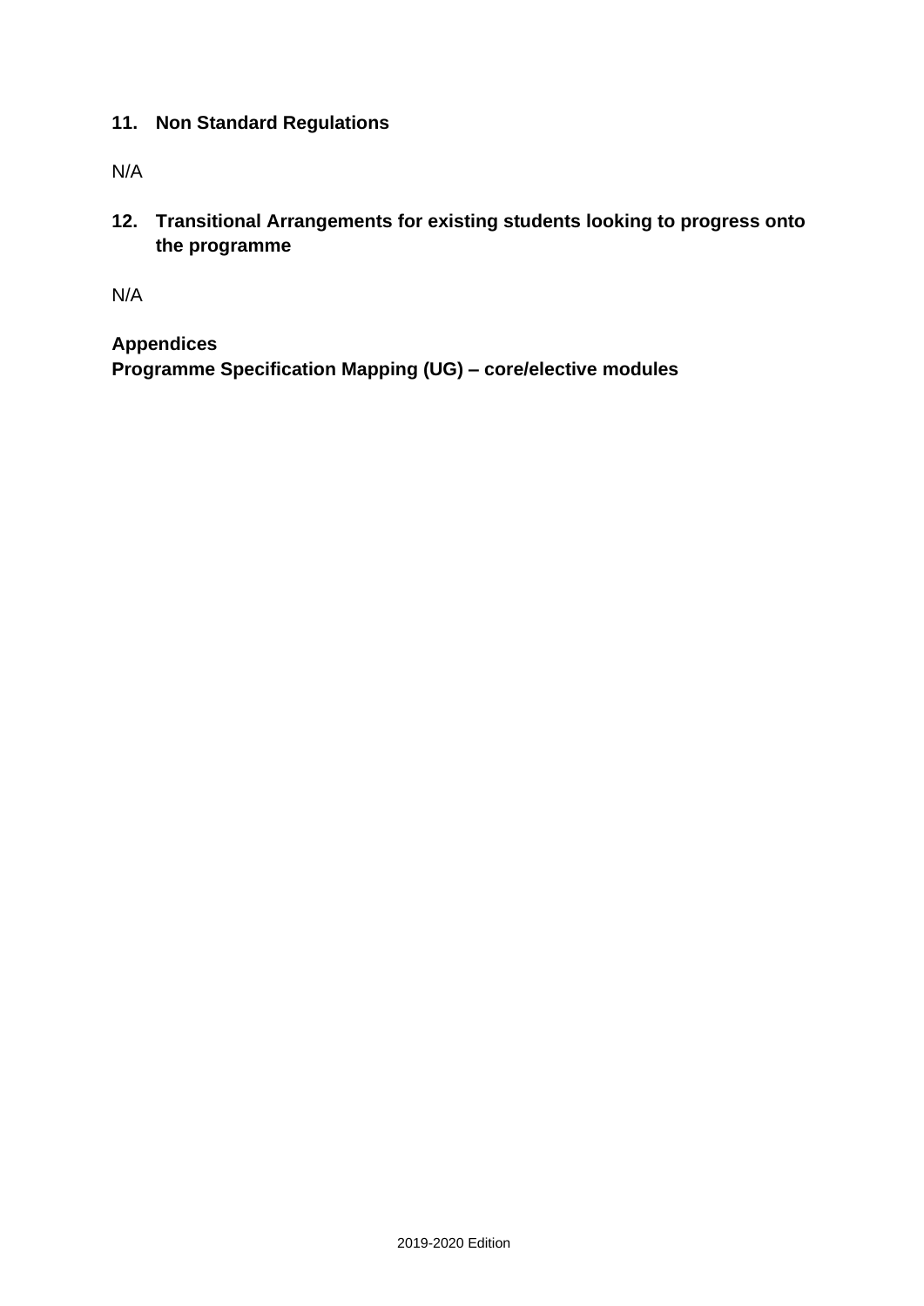## 11. Non Standard Regulations

N/A

## 12. Transitional Arrangements for existing students looking to progress onto the programme

N/A

**Appendices**
**Programme Specification Mapping (UG) – core/elective modules**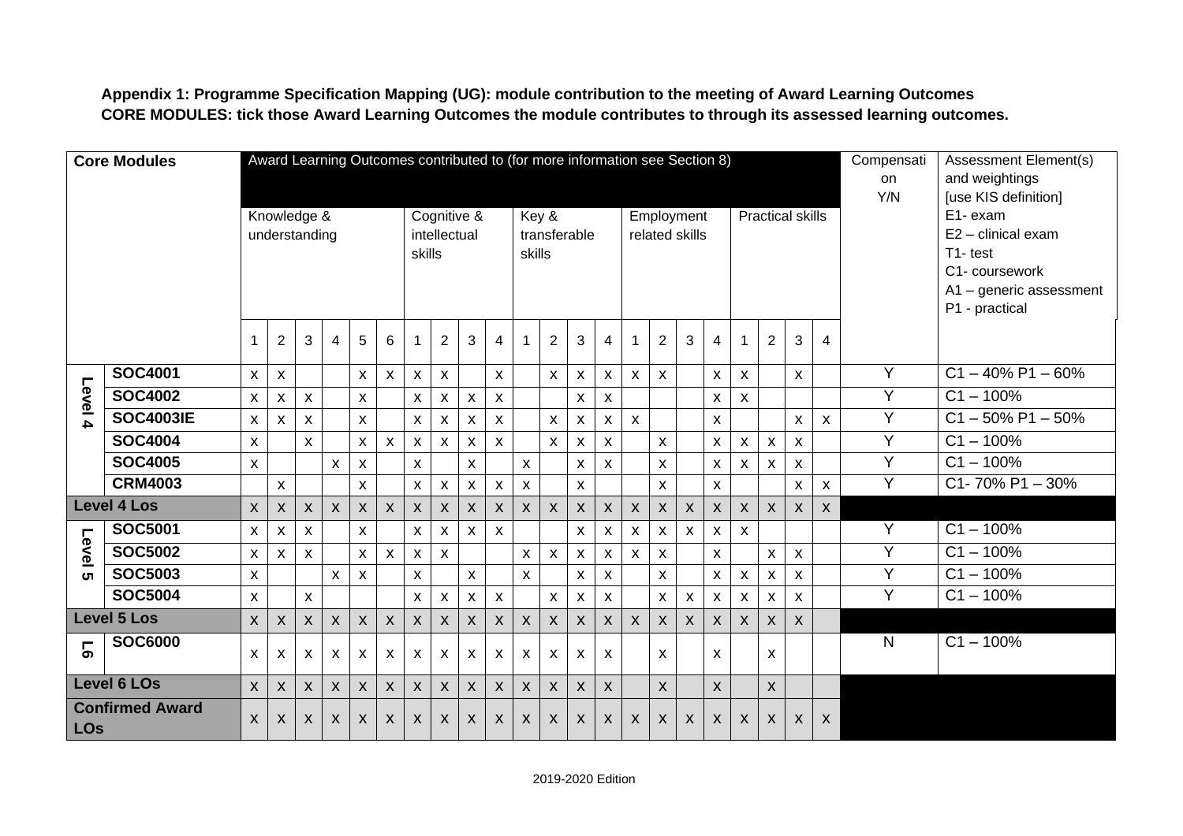**Appendix 1: Programme Specification Mapping (UG): module contribution to the meeting of Award Learning Outcomes**
**CORE MODULES: tick those Award Learning Outcomes the module contributes to through its assessed learning outcomes.**

| Core Modules | | Award Learning Outcomes contributed to (for more information see Section 8) | | | | | | | | | | | | | | | | | | | | | | Compensation Y/N | Assessment Element(s) and weightings [use KIS definition] E1- exam E2 – clinical exam T1- test C1- coursework A1 – generic assessment P1 - practical |
|---|---|---|---|---|---|---|---|---|---|---|---|---|---|---|---|---|---|---|---|---|---|---|---|---|---|
| | | Knowledge & understanding | | | | | | Cognitive & intellectual skills | | | | Key & transferable skills | | | | Employment related skills | | | | Practical skills | | | | | |
| | | 1 | 2 | 3 | 4 | 5 | 6 | 1 | 2 | 3 | 4 | 1 | 2 | 3 | 4 | 1 | 2 | 3 | 4 | 1 | 2 | 3 | 4 | | |
| Level 4 | SOC4001 | x | x | | | x | x | x | x | | x | | x | x | x | x | x | | x | x | | x | | Y | C1 – 40% P1 – 60% |
| | SOC4002 | x | x | x | | x | | x | x | x | x | | | x | x | | | | x | x | | | | Y | C1 – 100% |
| | SOC4003IE | x | x | x | | x | | x | x | x | x | | x | x | x | x | | | x | | | x | x | Y | C1 – 50% P1 – 50% |
| | SOC4004 | x | | x | | x | x | x | x | x | x | | x | x | x | | x | | x | x | x | x | | Y | C1 – 100% |
| | SOC4005 | x | | | x | x | | x | | x | | x | | x | x | | x | | x | x | x | x | | Y | C1 – 100% |
| | CRM4003 | | x | | | x | | x | x | x | x | x | | x | | | x | | x | | | x | x | Y | C1- 70% P1 – 30% |
| Level 4 Los | | x | x | x | x | x | x | x | x | x | x | x | x | x | x | x | x | x | x | x | x | x | x | | |
| Level 5 | SOC5001 | x | x | x | | x | | x | x | x | x | | | x | x | x | x | x | x | x | | | | Y | C1 – 100% |
| | SOC5002 | x | x | x | | x | x | x | x | | | x | x | x | x | x | x | | x | | x | x | | Y | C1 – 100% |
| | SOC5003 | x | | | x | x | | x | | x | | x | | x | x | | x | | x | x | x | x | | Y | C1 – 100% |
| | SOC5004 | x | | x | | | | x | x | x | x | | x | x | x | | x | x | x | x | x | x | | Y | C1 – 100% |
| Level 5 Los | | x | x | x | x | x | x | x | x | x | x | x | x | x | x | x | x | x | x | x | x | x | | | |
| L6 | SOC6000 | x | x | x | x | x | x | x | x | x | x | x | x | x | x | | x | | x | | x | | | N | C1 – 100% |
| Level 6 LOs | | x | x | x | x | x | x | x | x | x | x | x | x | x | x | | x | | x | | x | | | | |
| Confirmed Award LOs | | x | x | x | x | x | x | x | x | x | x | x | x | x | x | x | x | x | x | x | x | x | x | | |

2019-2020 Edition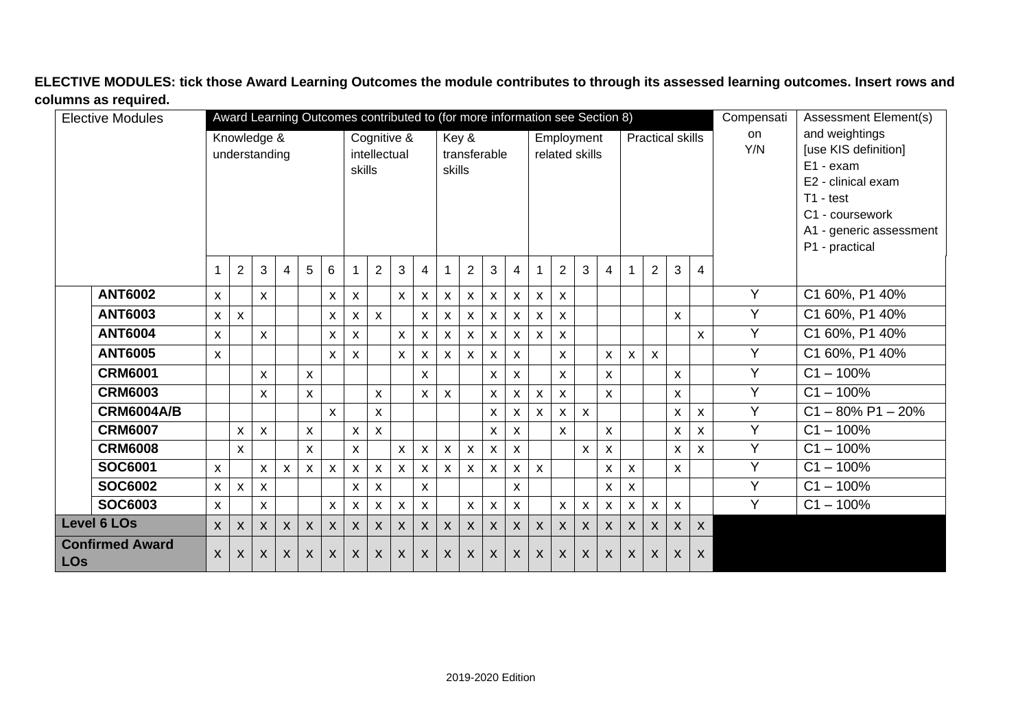**ELECTIVE MODULES: tick those Award Learning Outcomes the module contributes to through its assessed learning outcomes. Insert rows and columns as required.**

| Elective Modules | | Award Learning Outcomes contributed to (for more information see Section 8) | | | | | | | | | | | | | | | | | | | | | | Compensation Y/N | Assessment Element(s) and weightings [use KIS definition] E1 - exam E2 - clinical exam T1 - test C1 - coursework A1 - generic assessment P1 - practical |
|---|---|---|---|---|---|---|---|---|---|---|---|---|---|---|---|---|---|---|---|---|---|---|---|---|---|
| | | Knowledge & understanding | | | | | | Cognitive & intellectual skills | | | | Key & transferable skills | | | | Employment related skills | | | | Practical skills | | | | | |
| | | 1 | 2 | 3 | 4 | 5 | 6 | 1 | 2 | 3 | 4 | 1 | 2 | 3 | 4 | 1 | 2 | 3 | 4 | 1 | 2 | 3 | 4 | | |
| | **ANT6002** | x | | x | | | x | x | | x | x | x | x | x | x | x | x | | | | | | | Y | C1 60%, P1 40% |
| | **ANT6003** | x | x | | | | x | x | x | | x | x | x | x | x | x | x | | | | | x | | Y | C1 60%, P1 40% |
| | **ANT6004** | x | | x | | | x | x | | x | x | x | x | x | x | x | x | | | | | | x | Y | C1 60%, P1 40% |
| | **ANT6005** | x | | | | | x | x | | x | x | x | x | x | x | | x | | x | x | x | | | Y | C1 60%, P1 40% |
| | **CRM6001** | | | x | | x | | | | | x | | | x | x | | x | | x | | | x | | Y | C1 – 100% |
| | **CRM6003** | | | x | | x | | | x | | x | x | | x | x | x | x | | x | | | x | | Y | C1 – 100% |
| | **CRM6004A/B** | | | | | | x | | x | | | | | x | x | x | x | x | | | | x | x | Y | C1 – 80% P1 – 20% |
| | **CRM6007** | | x | x | | x | | x | x | | | | | x | x | | x | | x | | | x | x | Y | C1 – 100% |
| | **CRM6008** | | x | | | x | | x | | x | x | x | x | x | x | | | x | x | | | x | x | Y | C1 – 100% |
| | **SOC6001** | x | | x | x | x | x | x | x | x | x | x | x | x | x | x | | | x | x | | x | | Y | C1 – 100% |
| | **SOC6002** | x | x | x | | | | x | x | | x | | | | x | | | | x | x | | | | Y | C1 – 100% |
| | **SOC6003** | x | | x | | | x | x | x | x | x | | x | x | x | | x | x | x | x | x | x | | Y | C1 – 100% |
| **Level 6 LOs** | | x | x | x | x | x | x | x | x | x | x | x | x | x | x | x | x | x | x | x | x | x | x | | |
| **Confirmed Award LOs** | | x | x | x | x | x | x | x | x | x | x | x | x | x | x | x | x | x | x | x | x | x | x | | |

2019-2020 Edition